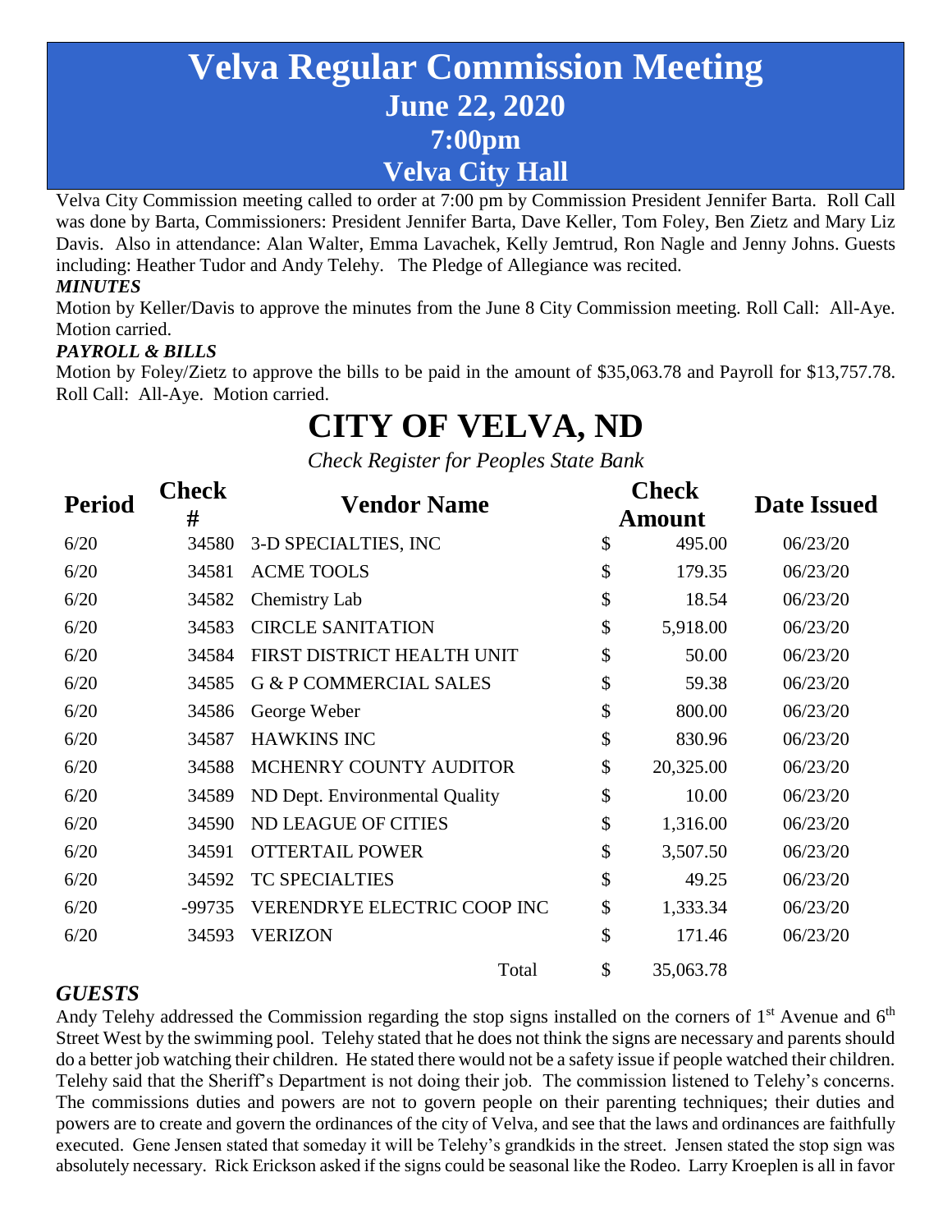# Velva Regular Commission Meeting
## June 22, 2020
## 7:00pm
## Velva City Hall

Velva City Commission meeting called to order at 7:00 pm by Commission President Jennifer Barta. Roll Call was done by Barta, Commissioners: President Jennifer Barta, Dave Keller, Tom Foley, Ben Zietz and Mary Liz Davis. Also in attendance: Alan Walter, Emma Lavachek, Kelly Jemtrud, Ron Nagle and Jenny Johns. Guests including: Heather Tudor and Andy Telehy. The Pledge of Allegiance was recited.

***MINUTES***

Motion by Keller/Davis to approve the minutes from the June 8 City Commission meeting. Roll Call: All-Aye. Motion carried.

***PAYROLL & BILLS***

Motion by Foley/Zietz to approve the bills to be paid in the amount of $35,063.78 and Payroll for $13,757.78. Roll Call: All-Aye. Motion carried.

# CITY OF VELVA, ND

*Check Register for Peoples State Bank*

| Period | Check # | Vendor Name | Check Amount | Date Issued |
|---|---|---|---|---|
| 6/20 | 34580 | 3-D SPECIALTIES, INC | $ 495.00 | 06/23/20 |
| 6/20 | 34581 | ACME TOOLS | $ 179.35 | 06/23/20 |
| 6/20 | 34582 | Chemistry Lab | $ 18.54 | 06/23/20 |
| 6/20 | 34583 | CIRCLE SANITATION | $ 5,918.00 | 06/23/20 |
| 6/20 | 34584 | FIRST DISTRICT HEALTH UNIT | $ 50.00 | 06/23/20 |
| 6/20 | 34585 | G & P COMMERCIAL SALES | $ 59.38 | 06/23/20 |
| 6/20 | 34586 | George Weber | $ 800.00 | 06/23/20 |
| 6/20 | 34587 | HAWKINS INC | $ 830.96 | 06/23/20 |
| 6/20 | 34588 | MCHENRY COUNTY AUDITOR | $ 20,325.00 | 06/23/20 |
| 6/20 | 34589 | ND Dept. Environmental Quality | $ 10.00 | 06/23/20 |
| 6/20 | 34590 | ND LEAGUE OF CITIES | $ 1,316.00 | 06/23/20 |
| 6/20 | 34591 | OTTERTAIL POWER | $ 3,507.50 | 06/23/20 |
| 6/20 | 34592 | TC SPECIALTIES | $ 49.25 | 06/23/20 |
| 6/20 | -99735 | VERENDRYE ELECTRIC COOP INC | $ 1,333.34 | 06/23/20 |
| 6/20 | 34593 | VERIZON | $ 171.46 | 06/23/20 |
| | | Total | $ 35,063.78 | |

## *GUESTS*

Andy Telehy addressed the Commission regarding the stop signs installed on the corners of 1st Avenue and 6th Street West by the swimming pool. Telehy stated that he does not think the signs are necessary and parents should do a better job watching their children. He stated there would not be a safety issue if people watched their children. Telehy said that the Sheriff's Department is not doing their job. The commission listened to Telehy's concerns. The commissions duties and powers are not to govern people on their parenting techniques; their duties and powers are to create and govern the ordinances of the city of Velva, and see that the laws and ordinances are faithfully executed. Gene Jensen stated that someday it will be Telehy's grandkids in the street. Jensen stated the stop sign was absolutely necessary. Rick Erickson asked if the signs could be seasonal like the Rodeo. Larry Kroeplen is all in favor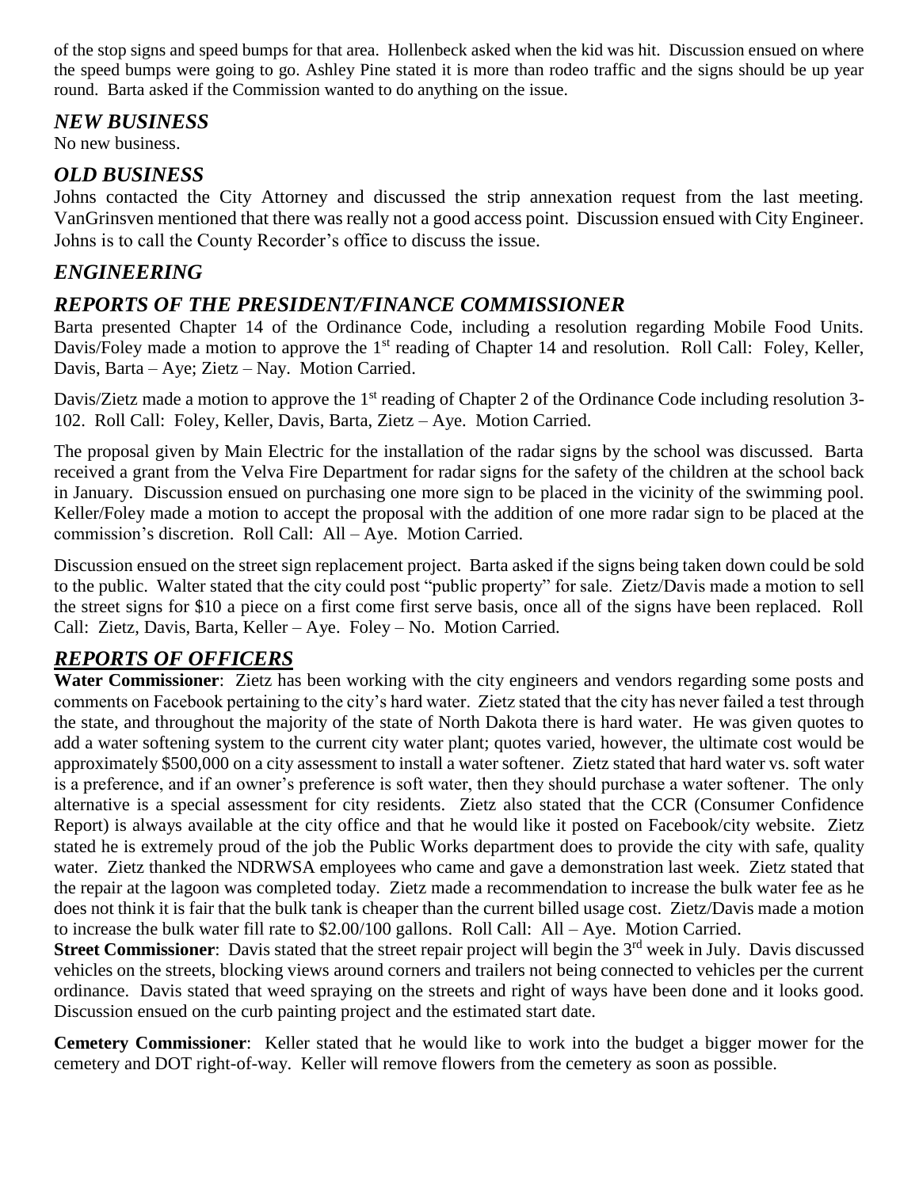of the stop signs and speed bumps for that area. Hollenbeck asked when the kid was hit. Discussion ensued on where the speed bumps were going to go. Ashley Pine stated it is more than rodeo traffic and the signs should be up year round. Barta asked if the Commission wanted to do anything on the issue.

## *NEW BUSINESS*

No new business.

## *OLD BUSINESS*

Johns contacted the City Attorney and discussed the strip annexation request from the last meeting. VanGrinsven mentioned that there was really not a good access point. Discussion ensued with City Engineer. Johns is to call the County Recorder's office to discuss the issue.

## *ENGINEERING*

## *REPORTS OF THE PRESIDENT/FINANCE COMMISSIONER*

Barta presented Chapter 14 of the Ordinance Code, including a resolution regarding Mobile Food Units. Davis/Foley made a motion to approve the 1st reading of Chapter 14 and resolution. Roll Call: Foley, Keller, Davis, Barta – Aye; Zietz – Nay. Motion Carried.

Davis/Zietz made a motion to approve the 1st reading of Chapter 2 of the Ordinance Code including resolution 3-102. Roll Call: Foley, Keller, Davis, Barta, Zietz – Aye. Motion Carried.

The proposal given by Main Electric for the installation of the radar signs by the school was discussed. Barta received a grant from the Velva Fire Department for radar signs for the safety of the children at the school back in January. Discussion ensued on purchasing one more sign to be placed in the vicinity of the swimming pool. Keller/Foley made a motion to accept the proposal with the addition of one more radar sign to be placed at the commission's discretion. Roll Call: All – Aye. Motion Carried.

Discussion ensued on the street sign replacement project. Barta asked if the signs being taken down could be sold to the public. Walter stated that the city could post "public property" for sale. Zietz/Davis made a motion to sell the street signs for $10 a piece on a first come first serve basis, once all of the signs have been replaced. Roll Call: Zietz, Davis, Barta, Keller – Aye. Foley – No. Motion Carried.

## ***REPORTS OF OFFICERS***

**Water Commissioner**: Zietz has been working with the city engineers and vendors regarding some posts and comments on Facebook pertaining to the city's hard water. Zietz stated that the city has never failed a test through the state, and throughout the majority of the state of North Dakota there is hard water. He was given quotes to add a water softening system to the current city water plant; quotes varied, however, the ultimate cost would be approximately $500,000 on a city assessment to install a water softener. Zietz stated that hard water vs. soft water is a preference, and if an owner's preference is soft water, then they should purchase a water softener. The only alternative is a special assessment for city residents. Zietz also stated that the CCR (Consumer Confidence Report) is always available at the city office and that he would like it posted on Facebook/city website. Zietz stated he is extremely proud of the job the Public Works department does to provide the city with safe, quality water. Zietz thanked the NDRWSA employees who came and gave a demonstration last week. Zietz stated that the repair at the lagoon was completed today. Zietz made a recommendation to increase the bulk water fee as he does not think it is fair that the bulk tank is cheaper than the current billed usage cost. Zietz/Davis made a motion to increase the bulk water fill rate to $2.00/100 gallons. Roll Call: All – Aye. Motion Carried.

**Street Commissioner**: Davis stated that the street repair project will begin the 3rd week in July. Davis discussed vehicles on the streets, blocking views around corners and trailers not being connected to vehicles per the current ordinance. Davis stated that weed spraying on the streets and right of ways have been done and it looks good. Discussion ensued on the curb painting project and the estimated start date.

**Cemetery Commissioner**: Keller stated that he would like to work into the budget a bigger mower for the cemetery and DOT right-of-way. Keller will remove flowers from the cemetery as soon as possible.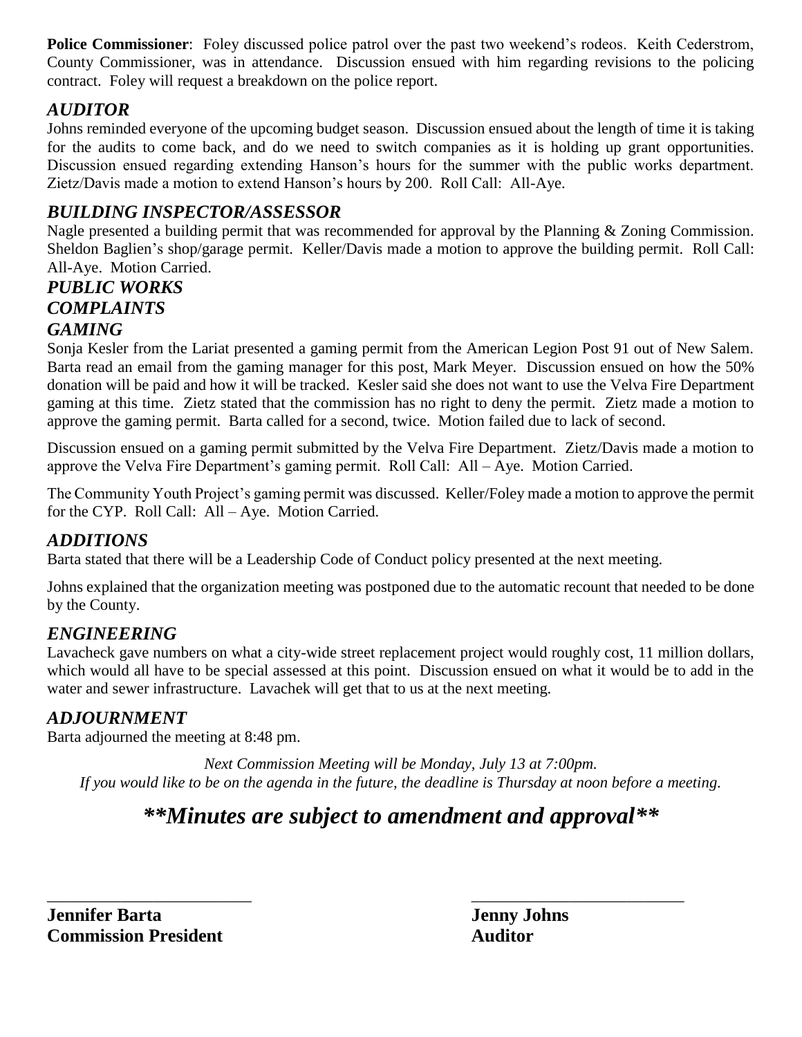**Police Commissioner**: Foley discussed police patrol over the past two weekend's rodeos. Keith Cederstrom, County Commissioner, was in attendance. Discussion ensued with him regarding revisions to the policing contract. Foley will request a breakdown on the police report.

### *AUDITOR*

Johns reminded everyone of the upcoming budget season. Discussion ensued about the length of time it is taking for the audits to come back, and do we need to switch companies as it is holding up grant opportunities. Discussion ensued regarding extending Hanson's hours for the summer with the public works department. Zietz/Davis made a motion to extend Hanson's hours by 200. Roll Call: All-Aye.

### *BUILDING INSPECTOR/ASSESSOR*

Nagle presented a building permit that was recommended for approval by the Planning & Zoning Commission. Sheldon Baglien's shop/garage permit. Keller/Davis made a motion to approve the building permit. Roll Call: All-Aye. Motion Carried.

### *PUBLIC WORKS*

### *COMPLAINTS*

### *GAMING*

Sonja Kesler from the Lariat presented a gaming permit from the American Legion Post 91 out of New Salem. Barta read an email from the gaming manager for this post, Mark Meyer. Discussion ensued on how the 50% donation will be paid and how it will be tracked. Kesler said she does not want to use the Velva Fire Department gaming at this time. Zietz stated that the commission has no right to deny the permit. Zietz made a motion to approve the gaming permit. Barta called for a second, twice. Motion failed due to lack of second.

Discussion ensued on a gaming permit submitted by the Velva Fire Department. Zietz/Davis made a motion to approve the Velva Fire Department's gaming permit. Roll Call: All – Aye. Motion Carried.

The Community Youth Project's gaming permit was discussed. Keller/Foley made a motion to approve the permit for the CYP. Roll Call: All – Aye. Motion Carried.

### *ADDITIONS*

Barta stated that there will be a Leadership Code of Conduct policy presented at the next meeting.

Johns explained that the organization meeting was postponed due to the automatic recount that needed to be done by the County.

### *ENGINEERING*

Lavacheck gave numbers on what a city-wide street replacement project would roughly cost, 11 million dollars, which would all have to be special assessed at this point. Discussion ensued on what it would be to add in the water and sewer infrastructure. Lavachek will get that to us at the next meeting.

### *ADJOURNMENT*

Barta adjourned the meeting at 8:48 pm.

*Next Commission Meeting will be Monday, July 13 at 7:00pm.*
*If you would like to be on the agenda in the future, the deadline is Thursday at noon before a meeting.*

## ***\*\*Minutes are subject to amendment and approval\*\****

\_\_\_\_\_\_\_\_\_\_\_\_\_\_\_\_\_\_\_\_\_\_\_\_\_\_
**Jennifer Barta**
**Commission President**

\_\_\_\_\_\_\_\_\_\_\_\_\_\_\_\_\_\_\_\_\_\_\_\_\_\_
**Jenny Johns**
**Auditor**